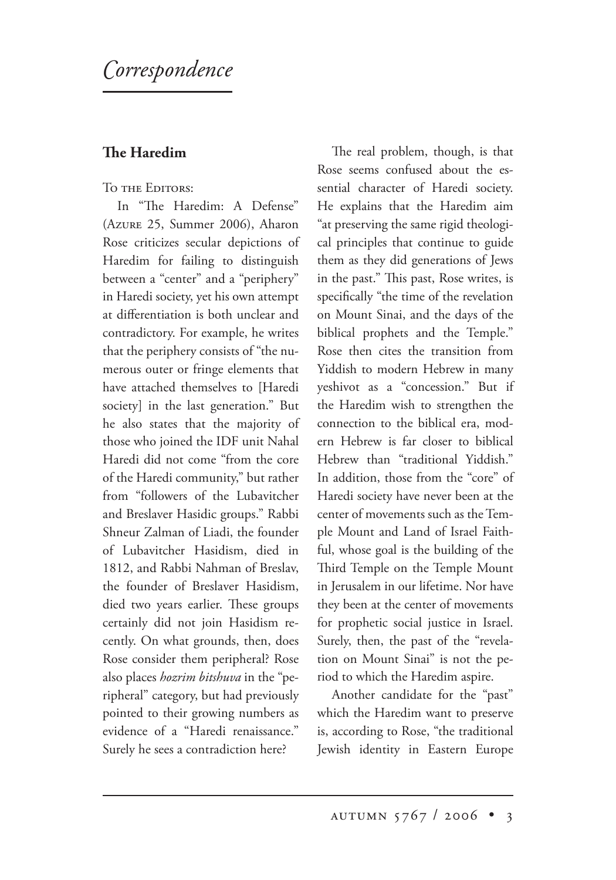# *Correspondence*

## The Haredim

To the Editors:

In "The Haredim: A Defense" (Azure 25, Summer 2006), Aharon Rose criticizes secular depictions of Haredim for failing to distinguish between a "center" and a "periphery" in Haredi society, yet his own attempt at differentiation is both unclear and contradictory. For example, he writes that the periphery consists of "the numerous outer or fringe elements that have attached themselves to [Haredi society] in the last generation." But he also states that the majority of those who joined the IDF unit Nahal Haredi did not come "from the core of the Haredi community," but rather from "followers of the Lubavitcher and Breslaver Hasidic groups." Rabbi Shneur Zalman of Liadi, the founder of Lubavitcher Hasidism, died in 1812, and Rabbi Nahman of Breslav, the founder of Breslaver Hasidism, died two years earlier. These groups certainly did not join Hasidism recently. On what grounds, then, does Rose consider them peripheral? Rose also places *hozrim bitshuva* in the "peripheral" category, but had previously pointed to their growing numbers as evidence of a "Haredi renaissance." Surely he sees a contradiction here?

The real problem, though, is that Rose seems confused about the essential character of Haredi society. He explains that the Haredim aim "at preserving the same rigid theological principles that continue to guide them as they did generations of Jews in the past." This past, Rose writes, is specifically "the time of the revelation on Mount Sinai, and the days of the biblical prophets and the Temple." Rose then cites the transition from Yiddish to modern Hebrew in many yeshivot as a "concession." But if the Haredim wish to strengthen the connection to the biblical era, modern Hebrew is far closer to biblical Hebrew than "traditional Yiddish." In addition, those from the "core" of Haredi society have never been at the center of movements such as the Temple Mount and Land of Israel Faithful, whose goal is the building of the Third Temple on the Temple Mount in Jerusalem in our lifetime. Nor have they been at the center of movements for prophetic social justice in Israel. Surely, then, the past of the "revelation on Mount Sinai" is not the period to which the Haredim aspire.

Another candidate for the "past" which the Haredim want to preserve is, according to Rose, "the traditional Jewish identity in Eastern Europe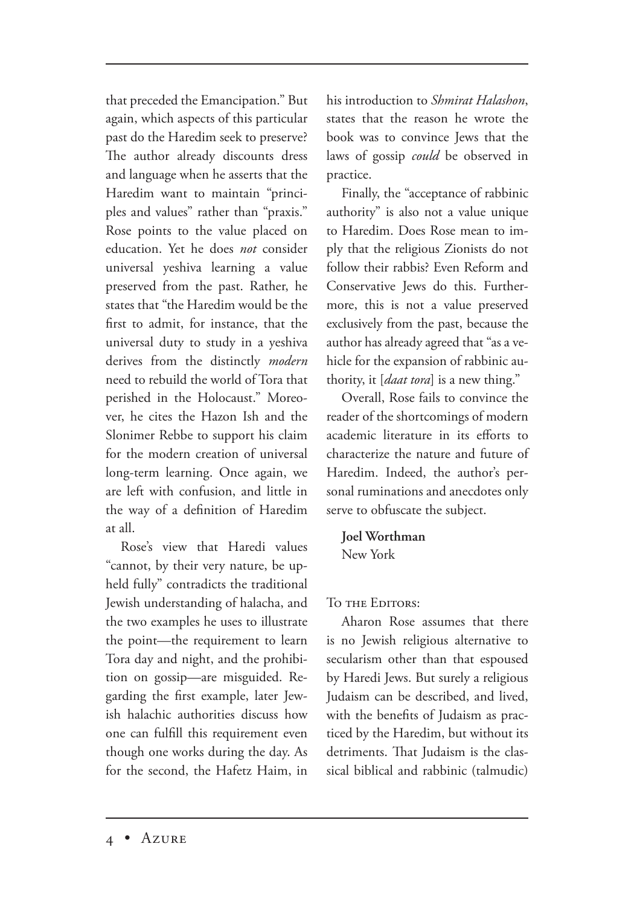that preceded the Emancipation." But again, which aspects of this particular past do the Haredim seek to preserve? The author already discounts dress and language when he asserts that the Haredim want to maintain "principles and values" rather than "praxis." Rose points to the value placed on education. Yet he does *not* consider universal yeshiva learning a value preserved from the past. Rather, he states that "the Haredim would be the first to admit, for instance, that the universal duty to study in a yeshiva derives from the distinctly *modern* need to rebuild the world of Tora that perished in the Holocaust." Moreover, he cites the Hazon Ish and the Slonimer Rebbe to support his claim for the modern creation of universal long-term learning. Once again, we are left with confusion, and little in the way of a definition of Haredim at all.

Rose's view that Haredi values "cannot, by their very nature, be upheld fully" contradicts the traditional Jewish understanding of halacha, and the two examples he uses to illustrate the point—the requirement to learn Tora day and night, and the prohibition on gossip—are misguided. Regarding the first example, later Jewish halachic authorities discuss how one can fulfill this requirement even though one works during the day. As for the second, the Hafetz Haim, in his introduction to *Shmirat Halashon*, states that the reason he wrote the book was to convince Jews that the laws of gossip *could* be observed in practice.

Finally, the "acceptance of rabbinic authority" is also not a value unique to Haredim. Does Rose mean to imply that the religious Zionists do not follow their rabbis? Even Reform and Conservative Jews do this. Furthermore, this is not a value preserved exclusively from the past, because the author has already agreed that "as a vehicle for the expansion of rabbinic authority, it [*daat tora*] is a new thing."

Overall, Rose fails to convince the reader of the shortcomings of modern academic literature in its efforts to characterize the nature and future of Haredim. Indeed, the author's personal ruminations and anecdotes only serve to obfuscate the subject.

**Joel Worthman**
New York

To the Editors:

Aharon Rose assumes that there is no Jewish religious alternative to secularism other than that espoused by Haredi Jews. But surely a religious Judaism can be described, and lived, with the benefits of Judaism as practiced by the Haredim, but without its detriments. That Judaism is the classical biblical and rabbinic (talmudic)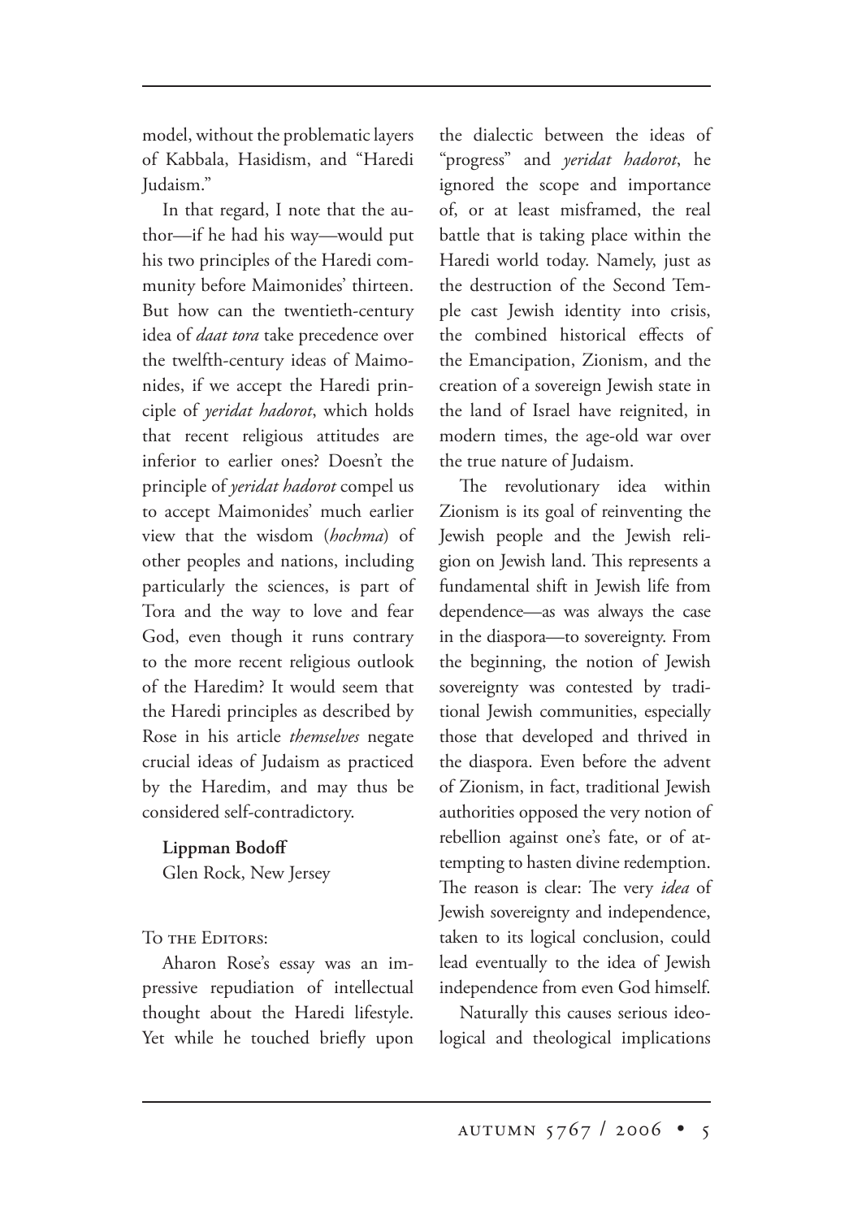model, without the problematic layers of Kabbala, Hasidism, and "Haredi Judaism."

In that regard, I note that the author—if he had his way—would put his two principles of the Haredi community before Maimonides' thirteen. But how can the twentieth-century idea of *daat tora* take precedence over the twelfth-century ideas of Maimonides, if we accept the Haredi principle of *yeridat hadorot*, which holds that recent religious attitudes are inferior to earlier ones? Doesn't the principle of *yeridat hadorot* compel us to accept Maimonides' much earlier view that the wisdom (*hochma*) of other peoples and nations, including particularly the sciences, is part of Tora and the way to love and fear God, even though it runs contrary to the more recent religious outlook of the Haredim? It would seem that the Haredi principles as described by Rose in his article *themselves* negate crucial ideas of Judaism as practiced by the Haredim, and may thus be considered self-contradictory.

**Lippman Bodoff**
Glen Rock, New Jersey

To the Editors:

Aharon Rose's essay was an impressive repudiation of intellectual thought about the Haredi lifestyle. Yet while he touched briefly upon the dialectic between the ideas of "progress" and *yeridat hadorot*, he ignored the scope and importance of, or at least misframed, the real battle that is taking place within the Haredi world today. Namely, just as the destruction of the Second Temple cast Jewish identity into crisis, the combined historical effects of the Emancipation, Zionism, and the creation of a sovereign Jewish state in the land of Israel have reignited, in modern times, the age-old war over the true nature of Judaism.

The revolutionary idea within Zionism is its goal of reinventing the Jewish people and the Jewish religion on Jewish land. This represents a fundamental shift in Jewish life from dependence—as was always the case in the diaspora—to sovereignty. From the beginning, the notion of Jewish sovereignty was contested by traditional Jewish communities, especially those that developed and thrived in the diaspora. Even before the advent of Zionism, in fact, traditional Jewish authorities opposed the very notion of rebellion against one's fate, or of attempting to hasten divine redemption. The reason is clear: The very *idea* of Jewish sovereignty and independence, taken to its logical conclusion, could lead eventually to the idea of Jewish independence from even God himself.

Naturally this causes serious ideological and theological implications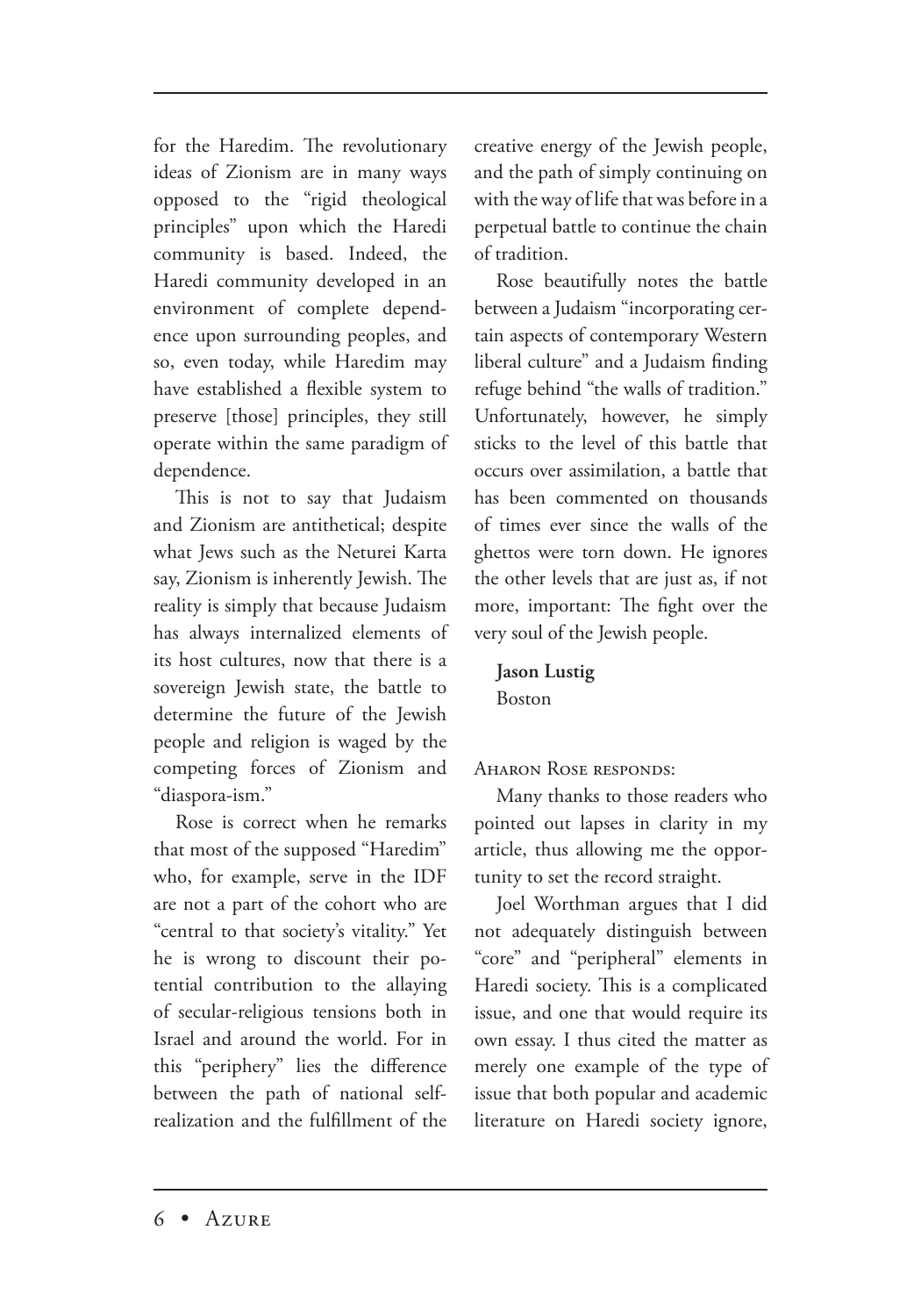for the Haredim. The revolutionary ideas of Zionism are in many ways opposed to the "rigid theological principles" upon which the Haredi community is based. Indeed, the Haredi community developed in an environment of complete dependence upon surrounding peoples, and so, even today, while Haredim may have established a flexible system to preserve [those] principles, they still operate within the same paradigm of dependence.

This is not to say that Judaism and Zionism are antithetical; despite what Jews such as the Neturei Karta say, Zionism is inherently Jewish. The reality is simply that because Judaism has always internalized elements of its host cultures, now that there is a sovereign Jewish state, the battle to determine the future of the Jewish people and religion is waged by the competing forces of Zionism and "diaspora-ism."

Rose is correct when he remarks that most of the supposed "Haredim" who, for example, serve in the IDF are not a part of the cohort who are "central to that society's vitality." Yet he is wrong to discount their potential contribution to the allaying of secular-religious tensions both in Israel and around the world. For in this "periphery" lies the difference between the path of national self-realization and the fulfillment of the creative energy of the Jewish people, and the path of simply continuing on with the way of life that was before in a perpetual battle to continue the chain of tradition.

Rose beautifully notes the battle between a Judaism "incorporating certain aspects of contemporary Western liberal culture" and a Judaism finding refuge behind "the walls of tradition." Unfortunately, however, he simply sticks to the level of this battle that occurs over assimilation, a battle that has been commented on thousands of times ever since the walls of the ghettos were torn down. He ignores the other levels that are just as, if not more, important: The fight over the very soul of the Jewish people.

**Jason Lustig**
Boston

Aharon Rose responds:

Many thanks to those readers who pointed out lapses in clarity in my article, thus allowing me the opportunity to set the record straight.

Joel Worthman argues that I did not adequately distinguish between "core" and "peripheral" elements in Haredi society. This is a complicated issue, and one that would require its own essay. I thus cited the matter as merely one example of the type of issue that both popular and academic literature on Haredi society ignore,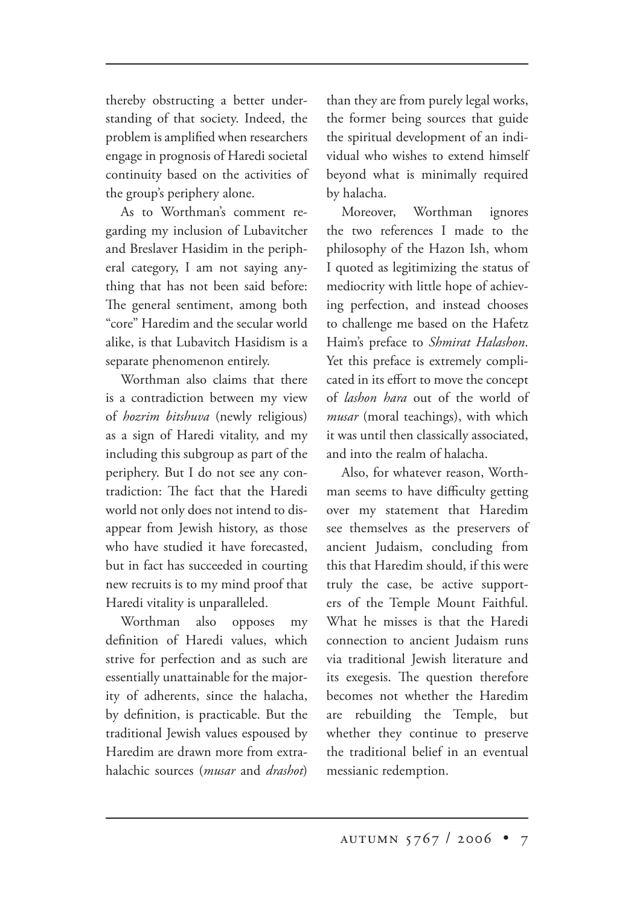thereby obstructing a better understanding of that society. Indeed, the problem is amplified when researchers engage in prognosis of Haredi societal continuity based on the activities of the group's periphery alone.

As to Worthman's comment regarding my inclusion of Lubavitcher and Breslaver Hasidim in the peripheral category, I am not saying anything that has not been said before: The general sentiment, among both "core" Haredim and the secular world alike, is that Lubavitch Hasidism is a separate phenomenon entirely.

Worthman also claims that there is a contradiction between my view of *hozrim bitshuva* (newly religious) as a sign of Haredi vitality, and my including this subgroup as part of the periphery. But I do not see any contradiction: The fact that the Haredi world not only does not intend to disappear from Jewish history, as those who have studied it have forecasted, but in fact has succeeded in courting new recruits is to my mind proof that Haredi vitality is unparalleled.

Worthman also opposes my definition of Haredi values, which strive for perfection and as such are essentially unattainable for the majority of adherents, since the halacha, by definition, is practicable. But the traditional Jewish values espoused by Haredim are drawn more from extra-halachic sources (*musar* and *drashot*) than they are from purely legal works, the former being sources that guide the spiritual development of an individual who wishes to extend himself beyond what is minimally required by halacha.

Moreover, Worthman ignores the two references I made to the philosophy of the Hazon Ish, whom I quoted as legitimizing the status of mediocrity with little hope of achieving perfection, and instead chooses to challenge me based on the Hafetz Haim's preface to *Shmirat Halashon*. Yet this preface is extremely complicated in its effort to move the concept of *lashon hara* out of the world of *musar* (moral teachings), with which it was until then classically associated, and into the realm of halacha.

Also, for whatever reason, Worthman seems to have difficulty getting over my statement that Haredim see themselves as the preservers of ancient Judaism, concluding from this that Haredim should, if this were truly the case, be active supporters of the Temple Mount Faithful. What he misses is that the Haredi connection to ancient Judaism runs via traditional Jewish literature and its exegesis. The question therefore becomes not whether the Haredim are rebuilding the Temple, but whether they continue to preserve the traditional belief in an eventual messianic redemption.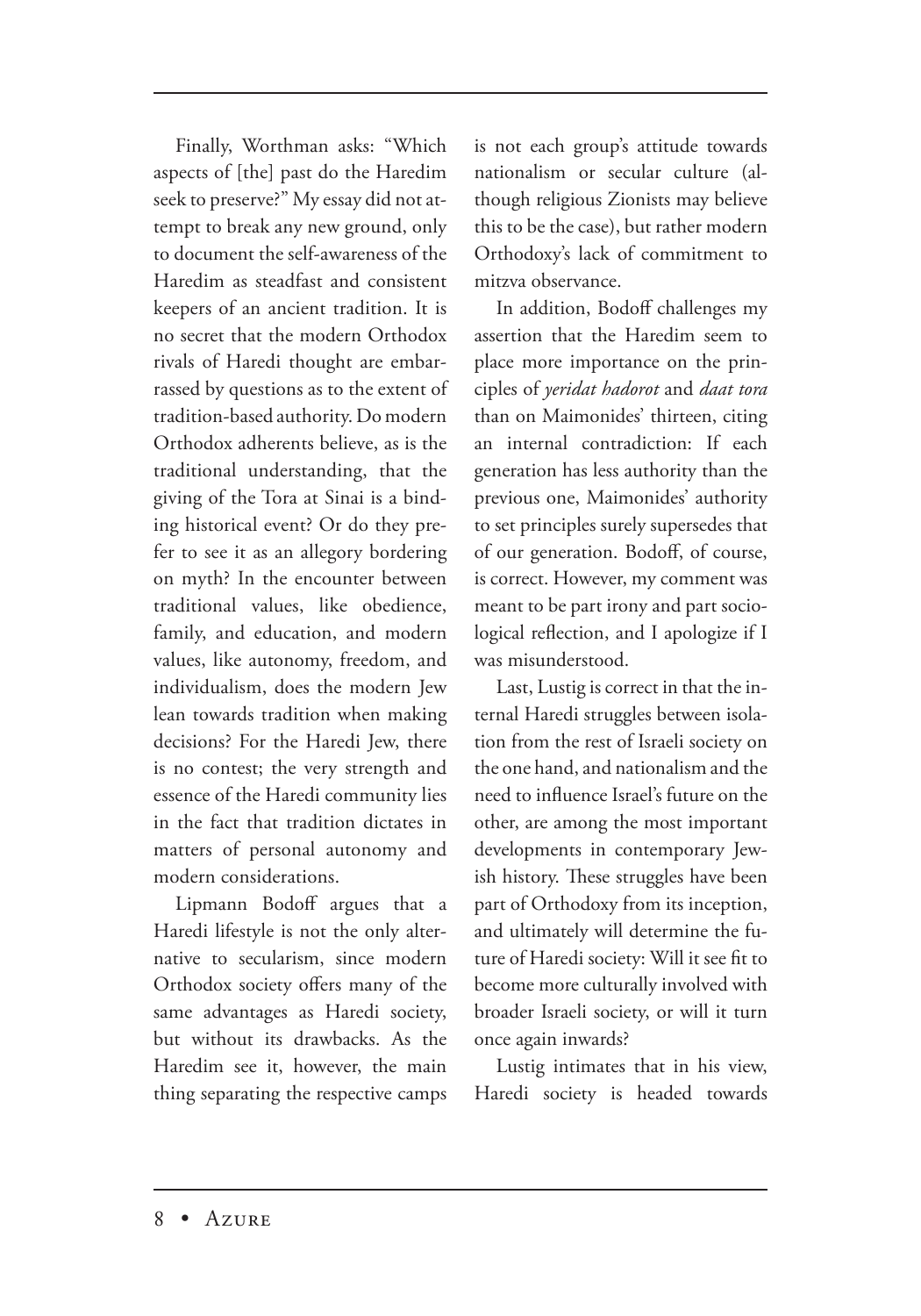Finally, Worthman asks: "Which aspects of [the] past do the Haredim seek to preserve?" My essay did not attempt to break any new ground, only to document the self-awareness of the Haredim as steadfast and consistent keepers of an ancient tradition. It is no secret that the modern Orthodox rivals of Haredi thought are embarrassed by questions as to the extent of tradition-based authority. Do modern Orthodox adherents believe, as is the traditional understanding, that the giving of the Tora at Sinai is a binding historical event? Or do they prefer to see it as an allegory bordering on myth? In the encounter between traditional values, like obedience, family, and education, and modern values, like autonomy, freedom, and individualism, does the modern Jew lean towards tradition when making decisions? For the Haredi Jew, there is no contest; the very strength and essence of the Haredi community lies in the fact that tradition dictates in matters of personal autonomy and modern considerations.

Lipmann Bodoff argues that a Haredi lifestyle is not the only alternative to secularism, since modern Orthodox society offers many of the same advantages as Haredi society, but without its drawbacks. As the Haredim see it, however, the main thing separating the respective camps is not each group's attitude towards nationalism or secular culture (although religious Zionists may believe this to be the case), but rather modern Orthodoxy's lack of commitment to mitzva observance.

In addition, Bodoff challenges my assertion that the Haredim seem to place more importance on the principles of *yeridat hadorot* and *daat tora* than on Maimonides' thirteen, citing an internal contradiction: If each generation has less authority than the previous one, Maimonides' authority to set principles surely supersedes that of our generation. Bodoff, of course, is correct. However, my comment was meant to be part irony and part sociological reflection, and I apologize if I was misunderstood.

Last, Lustig is correct in that the internal Haredi struggles between isolation from the rest of Israeli society on the one hand, and nationalism and the need to influence Israel's future on the other, are among the most important developments in contemporary Jewish history. These struggles have been part of Orthodoxy from its inception, and ultimately will determine the future of Haredi society: Will it see fit to become more culturally involved with broader Israeli society, or will it turn once again inwards?

Lustig intimates that in his view, Haredi society is headed towards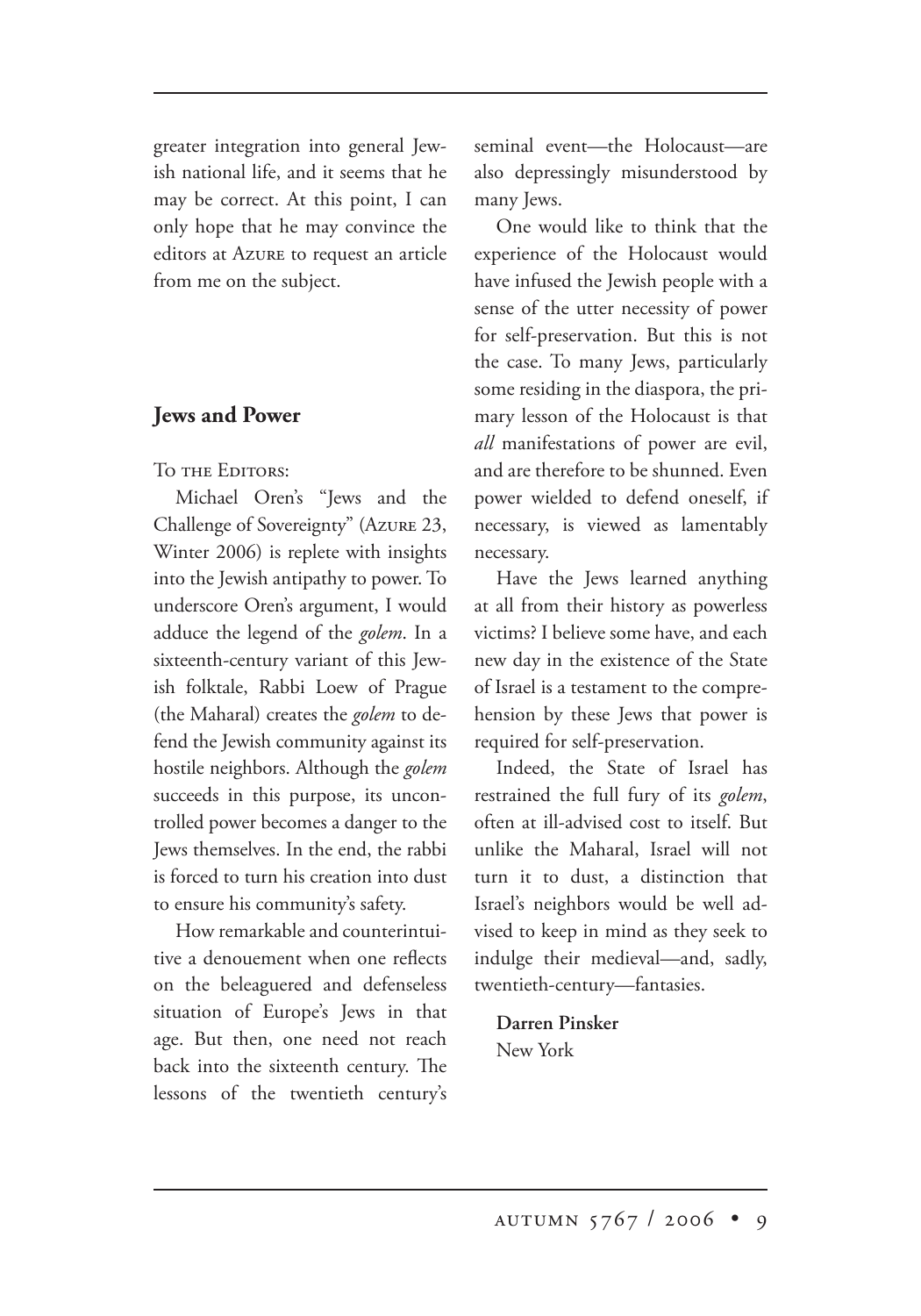greater integration into general Jewish national life, and it seems that he may be correct. At this point, I can only hope that he may convince the editors at Azure to request an article from me on the subject.

## Jews and Power

To the Editors:

Michael Oren's "Jews and the Challenge of Sovereignty" (Azure 23, Winter 2006) is replete with insights into the Jewish antipathy to power. To underscore Oren's argument, I would adduce the legend of the *golem*. In a sixteenth-century variant of this Jewish folktale, Rabbi Loew of Prague (the Maharal) creates the *golem* to defend the Jewish community against its hostile neighbors. Although the *golem* succeeds in this purpose, its uncontrolled power becomes a danger to the Jews themselves. In the end, the rabbi is forced to turn his creation into dust to ensure his community's safety.

How remarkable and counterintuitive a denouement when one reflects on the beleaguered and defenseless situation of Europe's Jews in that age. But then, one need not reach back into the sixteenth century. The lessons of the twentieth century's seminal event—the Holocaust—are also depressingly misunderstood by many Jews.

One would like to think that the experience of the Holocaust would have infused the Jewish people with a sense of the utter necessity of power for self-preservation. But this is not the case. To many Jews, particularly some residing in the diaspora, the primary lesson of the Holocaust is that *all* manifestations of power are evil, and are therefore to be shunned. Even power wielded to defend oneself, if necessary, is viewed as lamentably necessary.

Have the Jews learned anything at all from their history as powerless victims? I believe some have, and each new day in the existence of the State of Israel is a testament to the comprehension by these Jews that power is required for self-preservation.

Indeed, the State of Israel has restrained the full fury of its *golem*, often at ill-advised cost to itself. But unlike the Maharal, Israel will not turn it to dust, a distinction that Israel's neighbors would be well advised to keep in mind as they seek to indulge their medieval—and, sadly, twentieth-century—fantasies.

**Darren Pinsker**
New York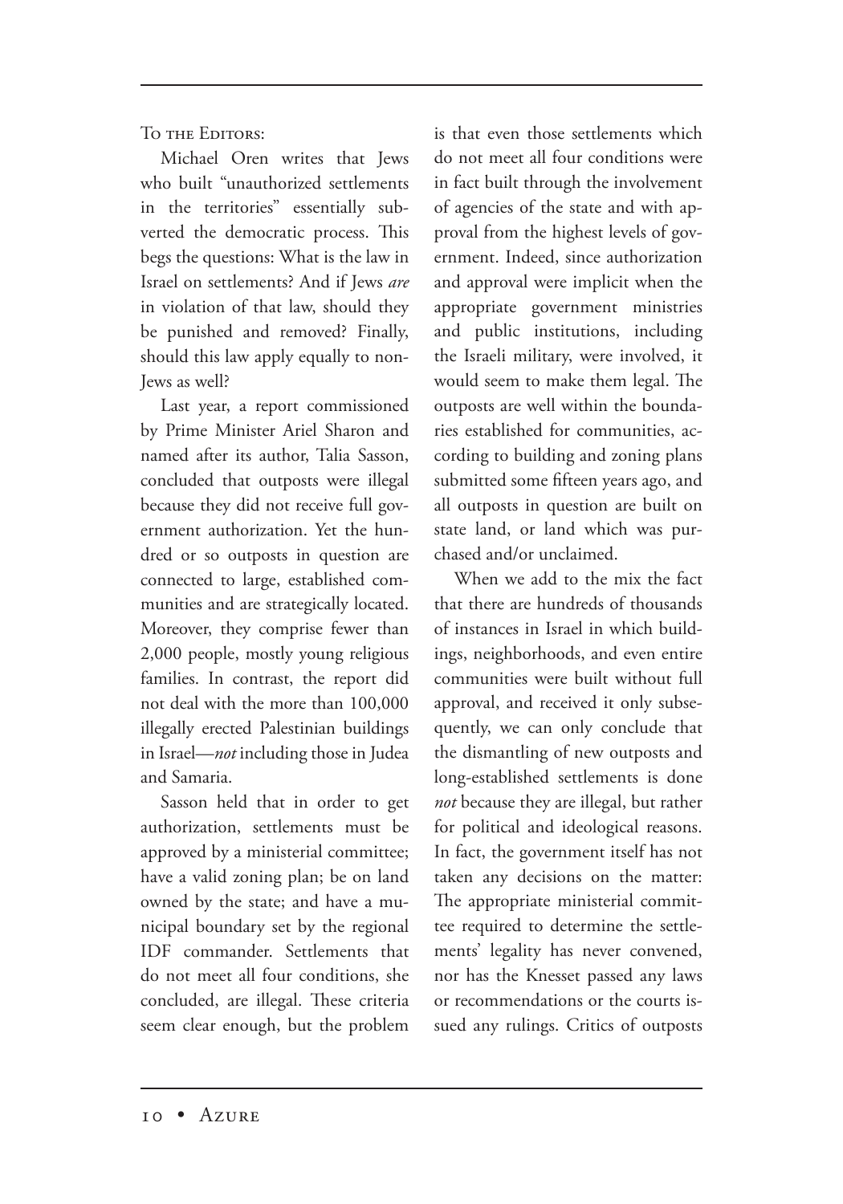To the Editors:

Michael Oren writes that Jews who built "unauthorized settlements in the territories" essentially subverted the democratic process. This begs the questions: What is the law in Israel on settlements? And if Jews *are* in violation of that law, should they be punished and removed? Finally, should this law apply equally to non-Jews as well?

Last year, a report commissioned by Prime Minister Ariel Sharon and named after its author, Talia Sasson, concluded that outposts were illegal because they did not receive full government authorization. Yet the hundred or so outposts in question are connected to large, established communities and are strategically located. Moreover, they comprise fewer than 2,000 people, mostly young religious families. In contrast, the report did not deal with the more than 100,000 illegally erected Palestinian buildings in Israel—*not* including those in Judea and Samaria.

Sasson held that in order to get authorization, settlements must be approved by a ministerial committee; have a valid zoning plan; be on land owned by the state; and have a municipal boundary set by the regional IDF commander. Settlements that do not meet all four conditions, she concluded, are illegal. These criteria seem clear enough, but the problem is that even those settlements which do not meet all four conditions were in fact built through the involvement of agencies of the state and with approval from the highest levels of government. Indeed, since authorization and approval were implicit when the appropriate government ministries and public institutions, including the Israeli military, were involved, it would seem to make them legal. The outposts are well within the boundaries established for communities, according to building and zoning plans submitted some fifteen years ago, and all outposts in question are built on state land, or land which was purchased and/or unclaimed.

When we add to the mix the fact that there are hundreds of thousands of instances in Israel in which buildings, neighborhoods, and even entire communities were built without full approval, and received it only subsequently, we can only conclude that the dismantling of new outposts and long-established settlements is done *not* because they are illegal, but rather for political and ideological reasons. In fact, the government itself has not taken any decisions on the matter: The appropriate ministerial committee required to determine the settlements' legality has never convened, nor has the Knesset passed any laws or recommendations or the courts issued any rulings. Critics of outposts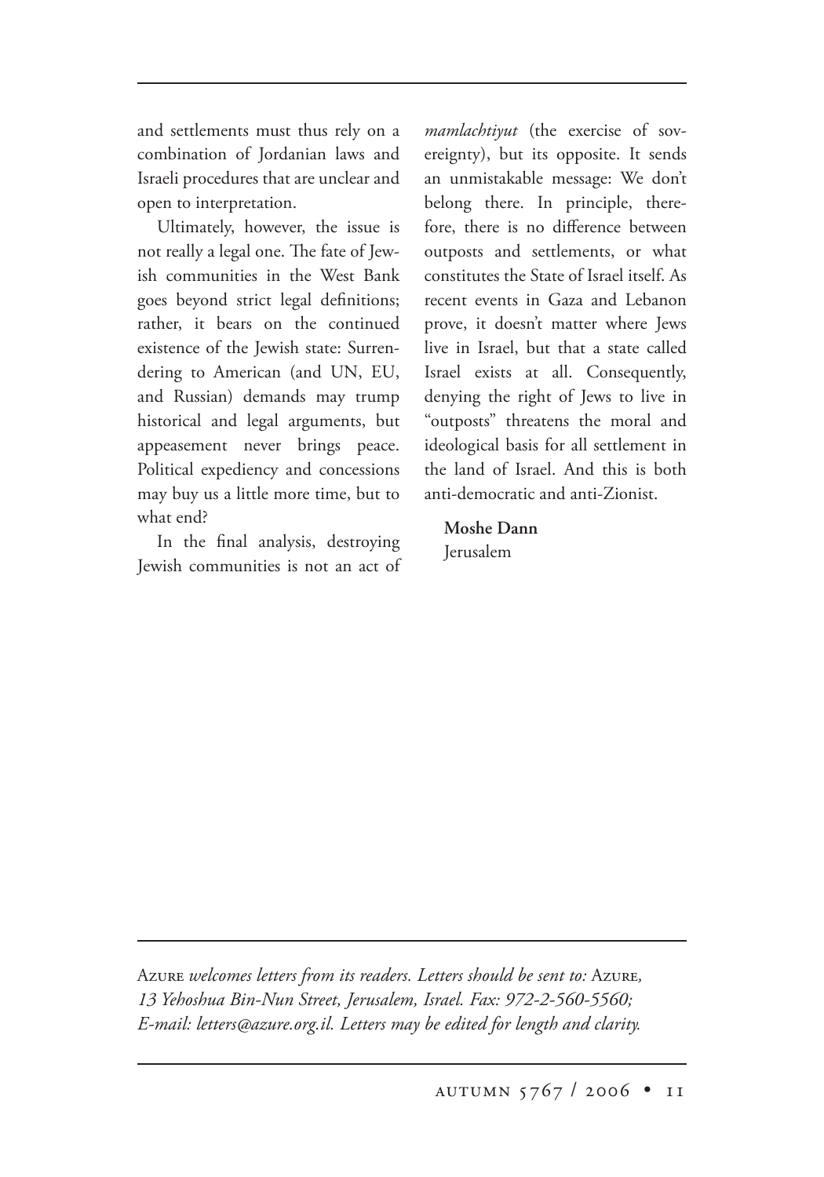and settlements must thus rely on a combination of Jordanian laws and Israeli procedures that are unclear and open to interpretation.

Ultimately, however, the issue is not really a legal one. The fate of Jewish communities in the West Bank goes beyond strict legal definitions; rather, it bears on the continued existence of the Jewish state: Surrendering to American (and UN, EU, and Russian) demands may trump historical and legal arguments, but appeasement never brings peace. Political expediency and concessions may buy us a little more time, but to what end?

In the final analysis, destroying Jewish communities is not an act of *mamlachtiyut* (the exercise of sovereignty), but its opposite. It sends an unmistakable message: We don't belong there. In principle, therefore, there is no difference between outposts and settlements, or what constitutes the State of Israel itself. As recent events in Gaza and Lebanon prove, it doesn't matter where Jews live in Israel, but that a state called Israel exists at all. Consequently, denying the right of Jews to live in "outposts" threatens the moral and ideological basis for all settlement in the land of Israel. And this is both anti-democratic and anti-Zionist.

**Moshe Dann**
Jerusalem

---

Azure *welcomes letters from its readers. Letters should be sent to:* Azure*, 13 Yehoshua Bin-Nun Street, Jerusalem, Israel. Fax: 972-2-560-5560; E-mail: letters@azure.org.il. Letters may be edited for length and clarity.*